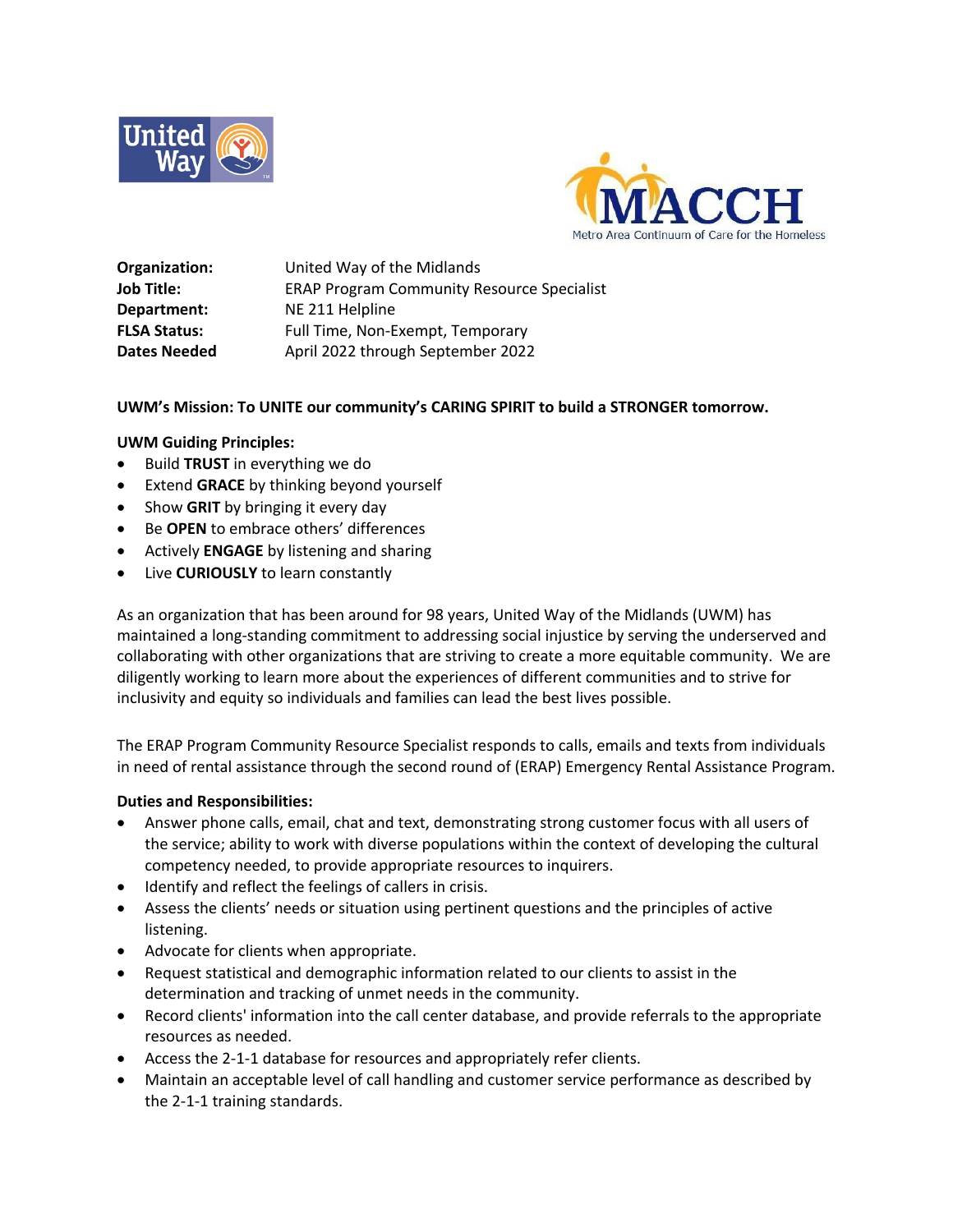**Organization:** United Way of the Midlands
**Job Title:** ERAP Program Community Resource Specialist
**Department:** NE 211 Helpline
**FLSA Status:** Full Time, Non-Exempt, Temporary
**Dates Needed** April 2022 through September 2022

**UWM's Mission: To UNITE our community's CARING SPIRIT to build a STRONGER tomorrow.**

**UWM Guiding Principles:**

- Build **TRUST** in everything we do
- Extend **GRACE** by thinking beyond yourself
- Show **GRIT** by bringing it every day
- Be **OPEN** to embrace others' differences
- Actively **ENGAGE** by listening and sharing
- Live **CURIOUSLY** to learn constantly

As an organization that has been around for 98 years, United Way of the Midlands (UWM) has maintained a long-standing commitment to addressing social injustice by serving the underserved and collaborating with other organizations that are striving to create a more equitable community. We are diligently working to learn more about the experiences of different communities and to strive for inclusivity and equity so individuals and families can lead the best lives possible.

The ERAP Program Community Resource Specialist responds to calls, emails and texts from individuals in need of rental assistance through the second round of (ERAP) Emergency Rental Assistance Program.

**Duties and Responsibilities:**

- Answer phone calls, email, chat and text, demonstrating strong customer focus with all users of the service; ability to work with diverse populations within the context of developing the cultural competency needed, to provide appropriate resources to inquirers.
- Identify and reflect the feelings of callers in crisis.
- Assess the clients' needs or situation using pertinent questions and the principles of active listening.
- Advocate for clients when appropriate.
- Request statistical and demographic information related to our clients to assist in the determination and tracking of unmet needs in the community.
- Record clients' information into the call center database, and provide referrals to the appropriate resources as needed.
- Access the 2-1-1 database for resources and appropriately refer clients.
- Maintain an acceptable level of call handling and customer service performance as described by the 2-1-1 training standards.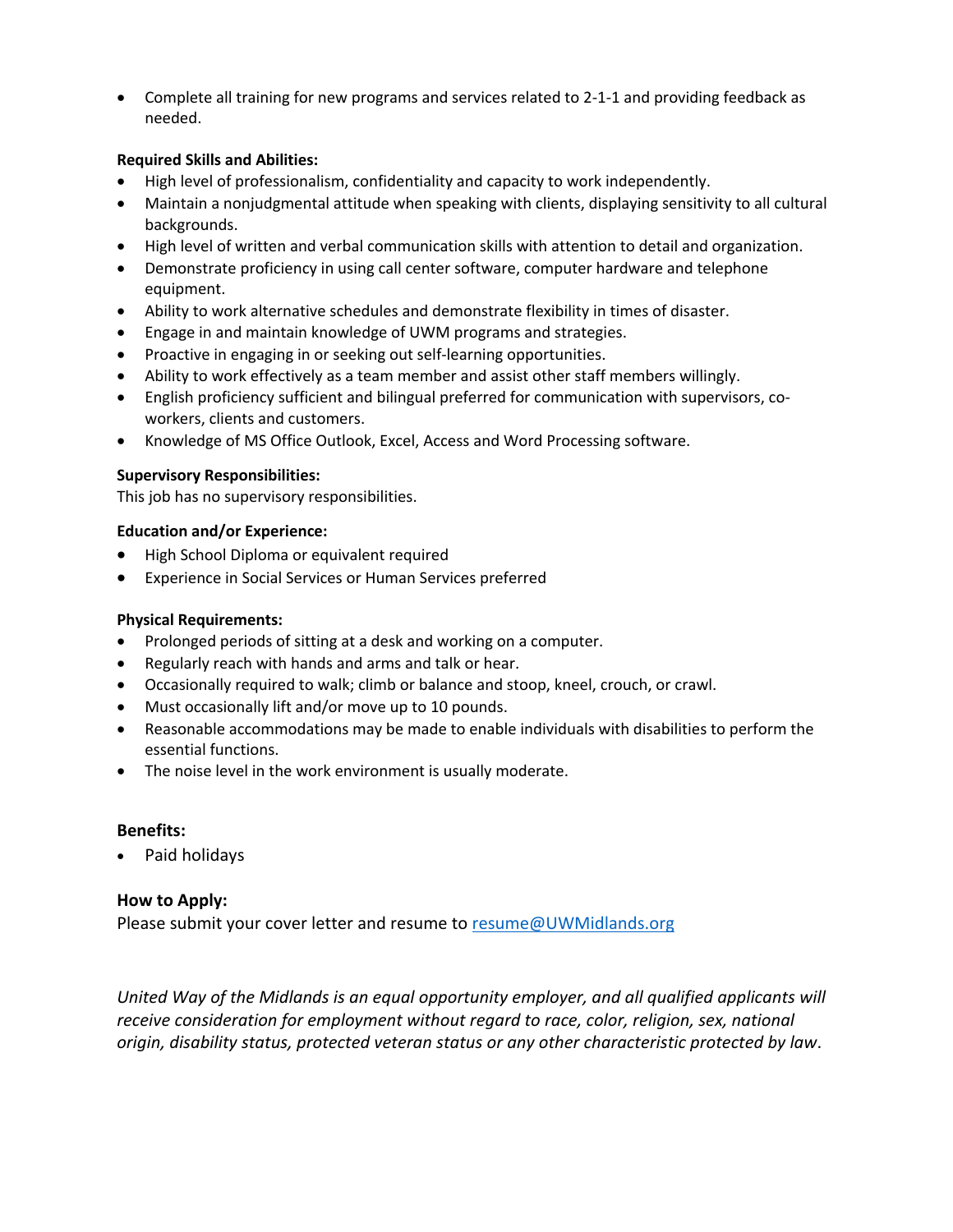- Complete all training for new programs and services related to 2-1-1 and providing feedback as needed.

**Required Skills and Abilities:**

- High level of professionalism, confidentiality and capacity to work independently.
- Maintain a nonjudgmental attitude when speaking with clients, displaying sensitivity to all cultural backgrounds.
- High level of written and verbal communication skills with attention to detail and organization.
- Demonstrate proficiency in using call center software, computer hardware and telephone equipment.
- Ability to work alternative schedules and demonstrate flexibility in times of disaster.
- Engage in and maintain knowledge of UWM programs and strategies.
- Proactive in engaging in or seeking out self-learning opportunities.
- Ability to work effectively as a team member and assist other staff members willingly.
- English proficiency sufficient and bilingual preferred for communication with supervisors, co-workers, clients and customers.
- Knowledge of MS Office Outlook, Excel, Access and Word Processing software.

**Supervisory Responsibilities:**

This job has no supervisory responsibilities.

**Education and/or Experience:**

- High School Diploma or equivalent required
- Experience in Social Services or Human Services preferred

**Physical Requirements:**

- Prolonged periods of sitting at a desk and working on a computer.
- Regularly reach with hands and arms and talk or hear.
- Occasionally required to walk; climb or balance and stoop, kneel, crouch, or crawl.
- Must occasionally lift and/or move up to 10 pounds.
- Reasonable accommodations may be made to enable individuals with disabilities to perform the essential functions.
- The noise level in the work environment is usually moderate.

## Benefits:

- Paid holidays

## How to Apply:

Please submit your cover letter and resume to [resume@UWMidlands.org](mailto:resume@UWMidlands.org)

*United Way of the Midlands is an equal opportunity employer, and all qualified applicants will receive consideration for employment without regard to race, color, religion, sex, national origin, disability status, protected veteran status or any other characteristic protected by law*.